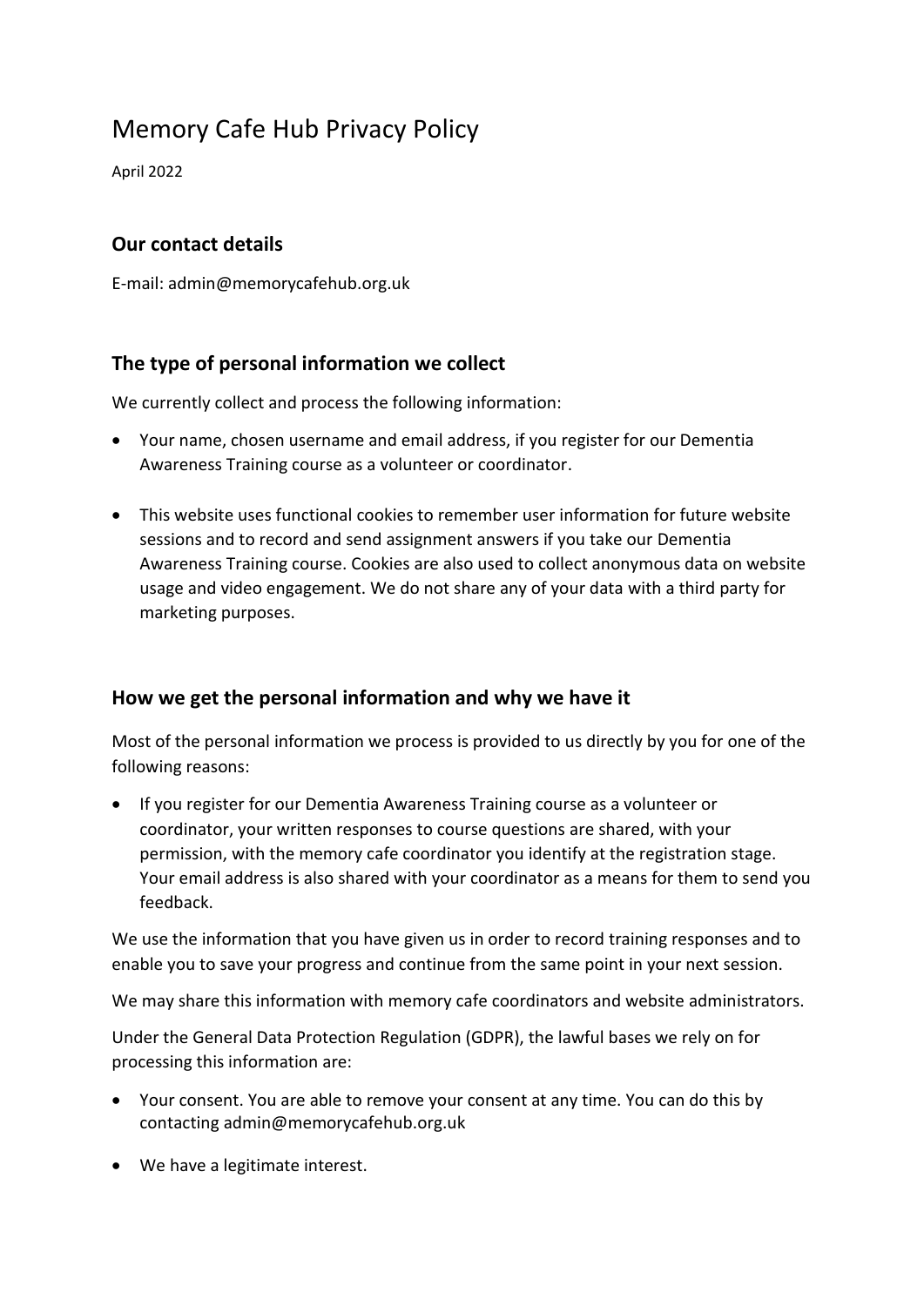# Memory Cafe Hub Privacy Policy

April 2022

## Our contact details

E-mail: admin@memorycafehub.org.uk

## The type of personal information we collect

We currently collect and process the following information:

- Your name, chosen username and email address, if you register for our Dementia Awareness Training course as a volunteer or coordinator.

- This website uses functional cookies to remember user information for future website sessions and to record and send assignment answers if you take our Dementia Awareness Training course. Cookies are also used to collect anonymous data on website usage and video engagement. We do not share any of your data with a third party for marketing purposes.

## How we get the personal information and why we have it

Most of the personal information we process is provided to us directly by you for one of the following reasons:

- If you register for our Dementia Awareness Training course as a volunteer or coordinator, your written responses to course questions are shared, with your permission, with the memory cafe coordinator you identify at the registration stage. Your email address is also shared with your coordinator as a means for them to send you feedback.

We use the information that you have given us in order to record training responses and to enable you to save your progress and continue from the same point in your next session.

We may share this information with memory cafe coordinators and website administrators.

Under the General Data Protection Regulation (GDPR), the lawful bases we rely on for processing this information are:

- Your consent. You are able to remove your consent at any time. You can do this by contacting admin@memorycafehub.org.uk

- We have a legitimate interest.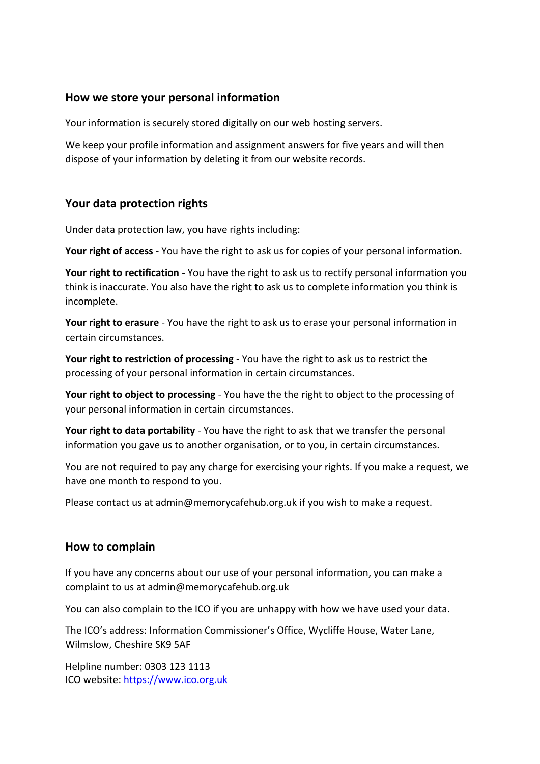## How we store your personal information

Your information is securely stored digitally on our web hosting servers.

We keep your profile information and assignment answers for five years and will then dispose of your information by deleting it from our website records.

## Your data protection rights

Under data protection law, you have rights including:

**Your right of access** - You have the right to ask us for copies of your personal information.

**Your right to rectification** - You have the right to ask us to rectify personal information you think is inaccurate. You also have the right to ask us to complete information you think is incomplete.

**Your right to erasure** - You have the right to ask us to erase your personal information in certain circumstances.

**Your right to restriction of processing** - You have the right to ask us to restrict the processing of your personal information in certain circumstances.

**Your right to object to processing** - You have the the right to object to the processing of your personal information in certain circumstances.

**Your right to data portability** - You have the right to ask that we transfer the personal information you gave us to another organisation, or to you, in certain circumstances.

You are not required to pay any charge for exercising your rights. If you make a request, we have one month to respond to you.

Please contact us at admin@memorycafehub.org.uk if you wish to make a request.

## How to complain

If you have any concerns about our use of your personal information, you can make a complaint to us at admin@memorycafehub.org.uk

You can also complain to the ICO if you are unhappy with how we have used your data.

The ICO's address: Information Commissioner's Office, Wycliffe House, Water Lane, Wilmslow, Cheshire SK9 5AF

Helpline number: 0303 123 1113
ICO website: https://www.ico.org.uk